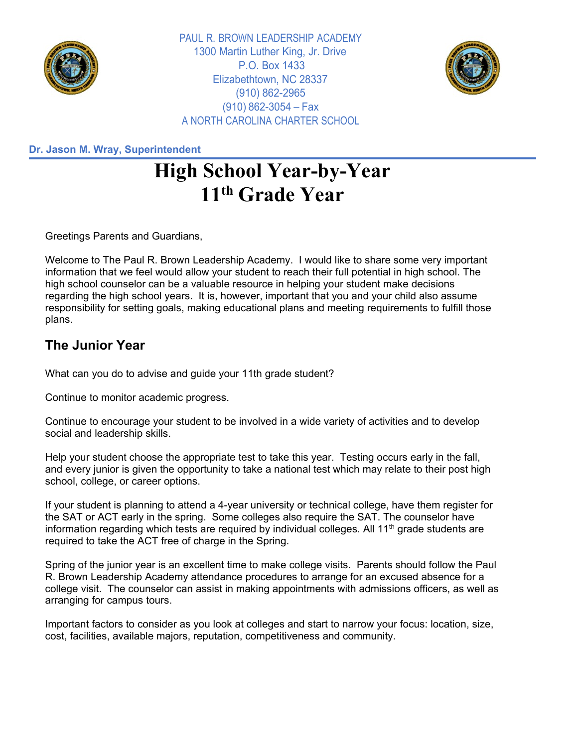PAUL R. BROWN LEADERSHIP ACADEMY
1300 Martin Luther King, Jr. Drive
P.O. Box 1433
Elizabethtown, NC 28337
(910) 862-2965
(910) 862-3054 – Fax
A NORTH CAROLINA CHARTER SCHOOL

**Dr. Jason M. Wray, Superintendent**

# High School Year-by-Year
# 11th Grade Year

Greetings Parents and Guardians,

Welcome to The Paul R. Brown Leadership Academy. I would like to share some very important information that we feel would allow your student to reach their full potential in high school. The high school counselor can be a valuable resource in helping your student make decisions regarding the high school years. It is, however, important that you and your child also assume responsibility for setting goals, making educational plans and meeting requirements to fulfill those plans.

## The Junior Year

What can you do to advise and guide your 11th grade student?

Continue to monitor academic progress.

Continue to encourage your student to be involved in a wide variety of activities and to develop social and leadership skills.

Help your student choose the appropriate test to take this year. Testing occurs early in the fall, and every junior is given the opportunity to take a national test which may relate to their post high school, college, or career options.

If your student is planning to attend a 4-year university or technical college, have them register for the SAT or ACT early in the spring. Some colleges also require the SAT. The counselor have information regarding which tests are required by individual colleges. All 11th grade students are required to take the ACT free of charge in the Spring.

Spring of the junior year is an excellent time to make college visits. Parents should follow the Paul R. Brown Leadership Academy attendance procedures to arrange for an excused absence for a college visit. The counselor can assist in making appointments with admissions officers, as well as arranging for campus tours.

Important factors to consider as you look at colleges and start to narrow your focus: location, size, cost, facilities, available majors, reputation, competitiveness and community.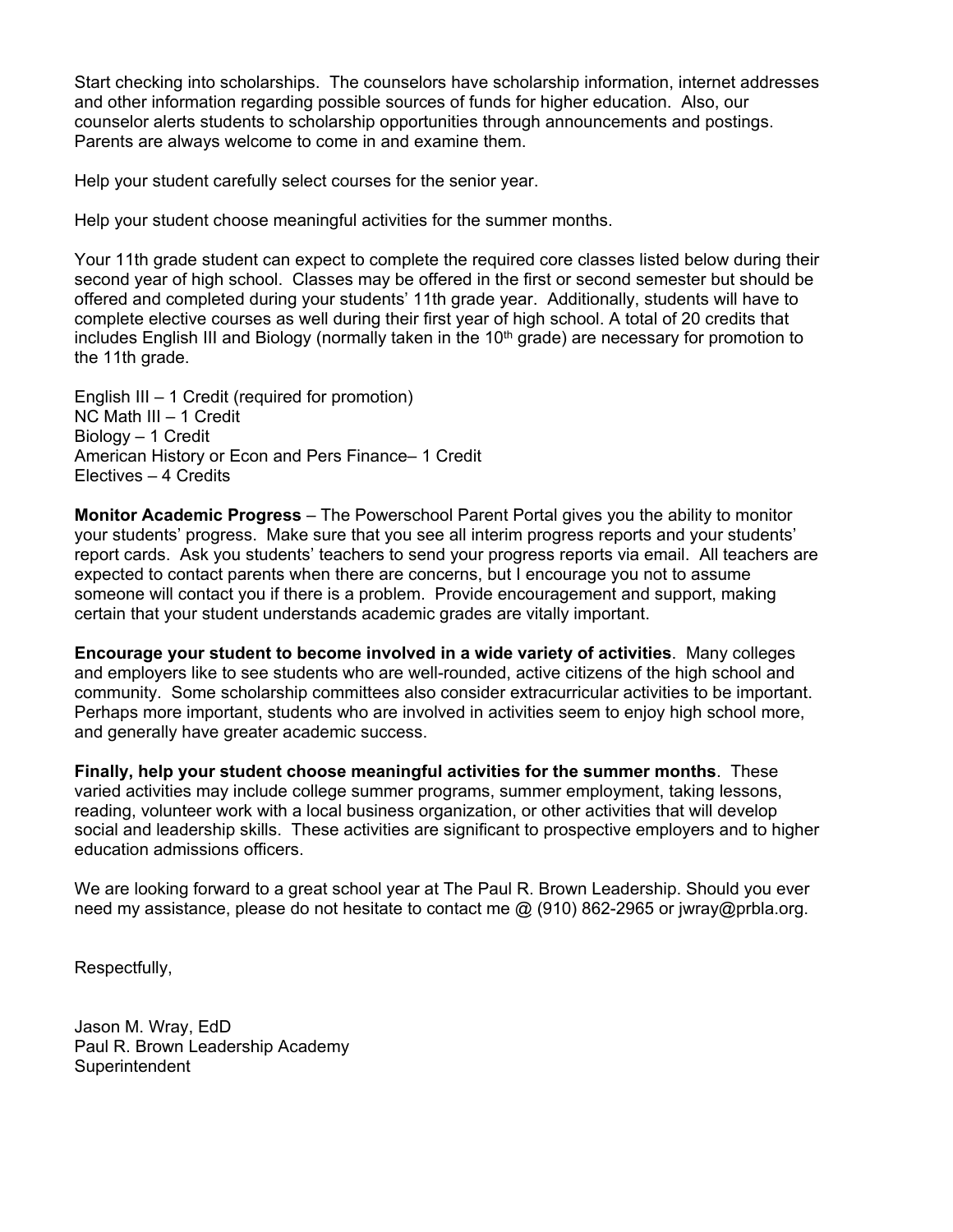Start checking into scholarships. The counselors have scholarship information, internet addresses and other information regarding possible sources of funds for higher education. Also, our counselor alerts students to scholarship opportunities through announcements and postings. Parents are always welcome to come in and examine them.

Help your student carefully select courses for the senior year.

Help your student choose meaningful activities for the summer months.

Your 11th grade student can expect to complete the required core classes listed below during their second year of high school. Classes may be offered in the first or second semester but should be offered and completed during your students' 11th grade year. Additionally, students will have to complete elective courses as well during their first year of high school. A total of 20 credits that includes English III and Biology (normally taken in the 10th grade) are necessary for promotion to the 11th grade.

English III – 1 Credit (required for promotion)
NC Math III – 1 Credit
Biology – 1 Credit
American History or Econ and Pers Finance– 1 Credit
Electives – 4 Credits

**Monitor Academic Progress** – The Powerschool Parent Portal gives you the ability to monitor your students' progress. Make sure that you see all interim progress reports and your students' report cards. Ask you students' teachers to send your progress reports via email. All teachers are expected to contact parents when there are concerns, but I encourage you not to assume someone will contact you if there is a problem. Provide encouragement and support, making certain that your student understands academic grades are vitally important.

**Encourage your student to become involved in a wide variety of activities**. Many colleges and employers like to see students who are well-rounded, active citizens of the high school and community. Some scholarship committees also consider extracurricular activities to be important. Perhaps more important, students who are involved in activities seem to enjoy high school more, and generally have greater academic success.

**Finally, help your student choose meaningful activities for the summer months**. These varied activities may include college summer programs, summer employment, taking lessons, reading, volunteer work with a local business organization, or other activities that will develop social and leadership skills. These activities are significant to prospective employers and to higher education admissions officers.

We are looking forward to a great school year at The Paul R. Brown Leadership. Should you ever need my assistance, please do not hesitate to contact me @ (910) 862-2965 or jwray@prbla.org.

Respectfully,

Jason M. Wray, EdD
Paul R. Brown Leadership Academy
Superintendent